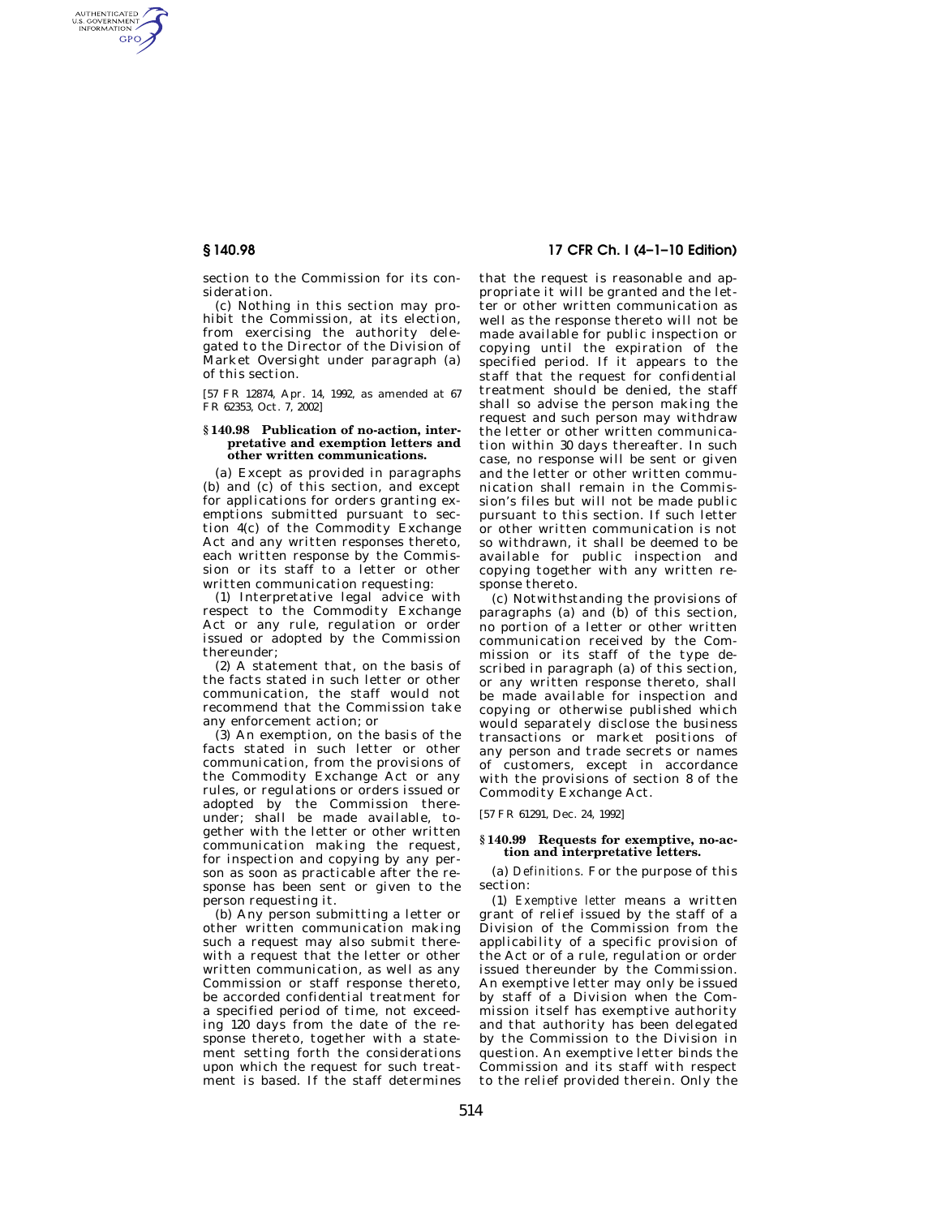section to the Commission for its consideration.

(c) Nothing in this section may prohibit the Commission, at its election, from exercising the authority delegated to the Director of the Division of Market Oversight under paragraph (a) of this section.

[57 FR 12874, Apr. 14, 1992, as amended at 67 FR 62353, Oct. 7, 2002]

## § 140.98 Publication of no-action, interpretative and exemption letters and other written communications.

(a) Except as provided in paragraphs (b) and (c) of this section, and except for applications for orders granting exemptions submitted pursuant to section 4(c) of the Commodity Exchange Act and any written responses thereto, each written response by the Commission or its staff to a letter or other written communication requesting:

(1) Interpretative legal advice with respect to the Commodity Exchange Act or any rule, regulation or order issued or adopted by the Commission thereunder;

(2) A statement that, on the basis of the facts stated in such letter or other communication, the staff would not recommend that the Commission take any enforcement action; or

(3) An exemption, on the basis of the facts stated in such letter or other communication, from the provisions of the Commodity Exchange Act or any rules, or regulations or orders issued or adopted by the Commission thereunder; shall be made available, together with the letter or other written communication making the request, for inspection and copying by any person as soon as practicable after the response has been sent or given to the person requesting it.

(b) Any person submitting a letter or other written communication making such a request may also submit therewith a request that the letter or other written communication, as well as any Commission or staff response thereto, be accorded confidential treatment for a specified period of time, not exceeding 120 days from the date of the response thereto, together with a statement setting forth the considerations upon which the request for such treatment is based. If the staff determines that the request is reasonable and appropriate it will be granted and the letter or other written communication as well as the response thereto will not be made available for public inspection or copying until the expiration of the specified period. If it appears to the staff that the request for confidential treatment should be denied, the staff shall so advise the person making the request and such person may withdraw the letter or other written communication within 30 days thereafter. In such case, no response will be sent or given and the letter or other written communication shall remain in the Commission's files but will not be made public pursuant to this section. If such letter or other written communication is not so withdrawn, it shall be deemed to be available for public inspection and copying together with any written response thereto.

(c) Notwithstanding the provisions of paragraphs (a) and (b) of this section, no portion of a letter or other written communication received by the Commission or its staff of the type described in paragraph (a) of this section, or any written response thereto, shall be made available for inspection and copying or otherwise published which would separately disclose the business transactions or market positions of any person and trade secrets or names of customers, except in accordance with the provisions of section 8 of the Commodity Exchange Act.

[57 FR 61291, Dec. 24, 1992]

## § 140.99 Requests for exemptive, no-action and interpretative letters.

(a) *Definitions.* For the purpose of this section:

(1) *Exemptive letter* means a written grant of relief issued by the staff of a Division of the Commission from the applicability of a specific provision of the Act or of a rule, regulation or order issued thereunder by the Commission. An exemptive letter may only be issued by staff of a Division when the Commission itself has exemptive authority and that authority has been delegated by the Commission to the Division in question. An exemptive letter binds the Commission and its staff with respect to the relief provided therein. Only the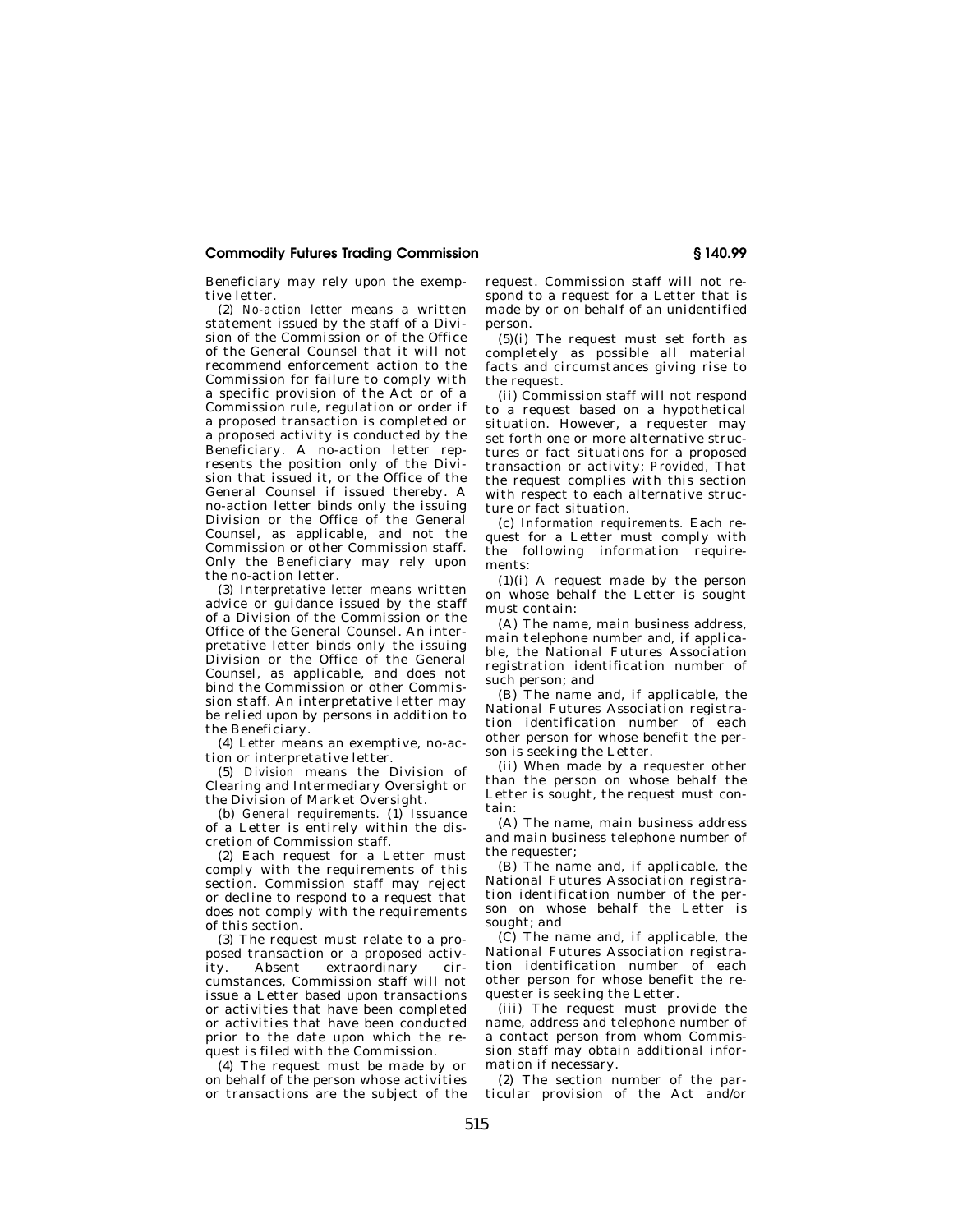Beneficiary may rely upon the exemptive letter.

(2) *No-action letter* means a written statement issued by the staff of a Division of the Commission or of the Office of the General Counsel that it will not recommend enforcement action to the Commission for failure to comply with a specific provision of the Act or of a Commission rule, regulation or order if a proposed transaction is completed or a proposed activity is conducted by the Beneficiary. A no-action letter represents the position only of the Division that issued it, or the Office of the General Counsel if issued thereby. A no-action letter binds only the issuing Division or the Office of the General Counsel, as applicable, and not the Commission or other Commission staff. Only the Beneficiary may rely upon the no-action letter.

(3) *Interpretative letter* means written advice or guidance issued by the staff of a Division of the Commission or the Office of the General Counsel. An interpretative letter binds only the issuing Division or the Office of the General Counsel, as applicable, and does not bind the Commission or other Commission staff. An interpretative letter may be relied upon by persons in addition to the Beneficiary.

(4) *Letter* means an exemptive, no-action or interpretative letter.

(5) *Division* means the Division of Clearing and Intermediary Oversight or the Division of Market Oversight.

(b) *General requirements.* (1) Issuance of a Letter is entirely within the discretion of Commission staff.

(2) Each request for a Letter must comply with the requirements of this section. Commission staff may reject or decline to respond to a request that does not comply with the requirements of this section.

(3) The request must relate to a proposed transaction or a proposed activity. Absent extraordinary circumstances, Commission staff will not issue a Letter based upon transactions or activities that have been completed or activities that have been conducted prior to the date upon which the request is filed with the Commission.

(4) The request must be made by or on behalf of the person whose activities or transactions are the subject of the request. Commission staff will not respond to a request for a Letter that is made by or on behalf of an unidentified person.

(5)(i) The request must set forth as completely as possible all material facts and circumstances giving rise to the request.

(ii) Commission staff will not respond to a request based on a hypothetical situation. However, a requester may set forth one or more alternative structures or fact situations for a proposed transaction or activity; *Provided,* That the request complies with this section with respect to each alternative structure or fact situation.

(c) *Information requirements.* Each request for a Letter must comply with the following information requirements:

(1)(i) A request made by the person on whose behalf the Letter is sought must contain:

(A) The name, main business address, main telephone number and, if applicable, the National Futures Association registration identification number of such person; and

(B) The name and, if applicable, the National Futures Association registration identification number of each other person for whose benefit the person is seeking the Letter.

(ii) When made by a requester other than the person on whose behalf the Letter is sought, the request must contain:

(A) The name, main business address and main business telephone number of the requester;

(B) The name and, if applicable, the National Futures Association registration identification number of the person on whose behalf the Letter is sought; and

(C) The name and, if applicable, the National Futures Association registration identification number of each other person for whose benefit the requester is seeking the Letter.

(iii) The request must provide the name, address and telephone number of a contact person from whom Commission staff may obtain additional information if necessary.

(2) The section number of the particular provision of the Act and/or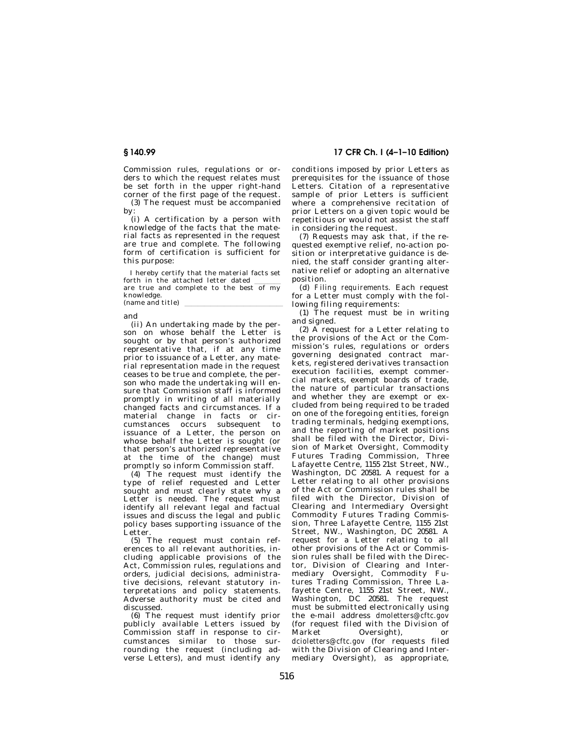Commission rules, regulations or orders to which the request relates must be set forth in the upper right-hand corner of the first page of the request.

(3) The request must be accompanied by:

(i) A certification by a person with knowledge of the facts that the material facts as represented in the request are true and complete. The following form of certification is sufficient for this purpose:

I hereby certify that the material facts set forth in the attached letter dated \_\_\_\_\_\_\_ are true and complete to the best of my knowledge.

(name and title) \_\_\_\_\_\_\_\_\_\_\_\_\_\_\_\_\_\_\_\_\_\_\_\_

and

(ii) An undertaking made by the person on whose behalf the Letter is sought or by that person's authorized representative that, if at any time prior to issuance of a Letter, any material representation made in the request ceases to be true and complete, the person who made the undertaking will ensure that Commission staff is informed promptly in writing of all materially changed facts and circumstances. If a material change in facts or circumstances occurs subsequent to issuance of a Letter, the person on whose behalf the Letter is sought (or that person's authorized representative at the time of the change) must promptly so inform Commission staff.

(4) The request must identify the type of relief requested and Letter sought and must clearly state why a Letter is needed. The request must identify all relevant legal and factual issues and discuss the legal and public policy bases supporting issuance of the Letter.

(5) The request must contain references to all relevant authorities, including applicable provisions of the Act, Commission rules, regulations and orders, judicial decisions, administrative decisions, relevant statutory interpretations and policy statements. Adverse authority must be cited and discussed.

(6) The request must identify prior publicly available Letters issued by Commission staff in response to circumstances similar to those surrounding the request (including adverse Letters), and must identify any conditions imposed by prior Letters as prerequisites for the issuance of those Letters. Citation of a representative sample of prior Letters is sufficient where a comprehensive recitation of prior Letters on a given topic would be repetitious or would not assist the staff in considering the request.

(7) Requests may ask that, if the requested exemptive relief, no-action position or interpretative guidance is denied, the staff consider granting alternative relief or adopting an alternative position.

(d) *Filing requirements.* Each request for a Letter must comply with the following filing requirements:

(1) The request must be in writing and signed.

(2) A request for a Letter relating to the provisions of the Act or the Commission's rules, regulations or orders governing designated contract markets, registered derivatives transaction execution facilities, exempt commercial markets, exempt boards of trade, the nature of particular transactions and whether they are exempt or excluded from being required to be traded on one of the foregoing entities, foreign trading terminals, hedging exemptions, and the reporting of market positions shall be filed with the Director, Division of Market Oversight, Commodity Futures Trading Commission, Three Lafayette Centre, 1155 21st Street, NW., Washington, DC 20581. A request for a Letter relating to all other provisions of the Act or Commission rules shall be filed with the Director, Division of Clearing and Intermediary Oversight Commodity Futures Trading Commission, Three Lafayette Centre, 1155 21st Street, NW., Washington, DC 20581. A request for a Letter relating to all other provisions of the Act or Commission rules shall be filed with the Director, Division of Clearing and Intermediary Oversight, Commodity Futures Trading Commission, Three Lafayette Centre, 1155 21st Street, NW., Washington, DC 20581. The request must be submitted electronically using the e-mail address *dmoletters@cftc.gov* (for request filed with the Division of Market Oversight), or *dcioletters@cftc.gov* (for requests filed with the Division of Clearing and Intermediary Oversight), as appropriate,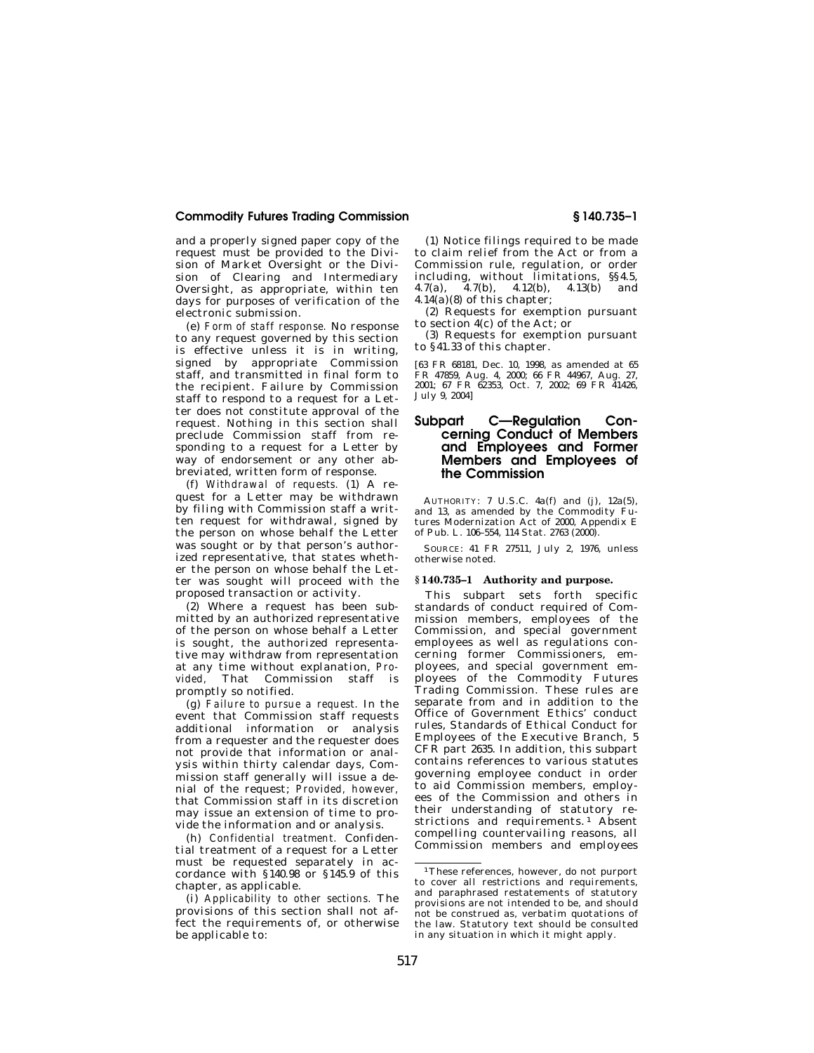and a properly signed paper copy of the request must be provided to the Division of Market Oversight or the Division of Clearing and Intermediary Oversight, as appropriate, within ten days for purposes of verification of the electronic submission.

(e) *Form of staff response.* No response to any request governed by this section is effective unless it is in writing, signed by appropriate Commission staff, and transmitted in final form to the recipient. Failure by Commission staff to respond to a request for a Letter does not constitute approval of the request. Nothing in this section shall preclude Commission staff from responding to a request for a Letter by way of endorsement or any other abbreviated, written form of response.

(f) *Withdrawal of requests.* (1) A request for a Letter may be withdrawn by filing with Commission staff a written request for withdrawal, signed by the person on whose behalf the Letter was sought or by that person's authorized representative, that states whether the person on whose behalf the Letter was sought will proceed with the proposed transaction or activity.

(2) Where a request has been submitted by an authorized representative of the person on whose behalf a Letter is sought, the authorized representative may withdraw from representation at any time without explanation, *Provided,* That Commission staff is promptly so notified.

(g) *Failure to pursue a request.* In the event that Commission staff requests additional information or analysis from a requester and the requester does not provide that information or analysis within thirty calendar days, Commission staff generally will issue a denial of the request; *Provided, however,* that Commission staff in its discretion may issue an extension of time to provide the information and or analysis.

(h) *Confidential treatment.* Confidential treatment of a request for a Letter must be requested separately in accordance with §140.98 or §145.9 of this chapter, as applicable.

(i) *Applicability to other sections.* The provisions of this section shall not affect the requirements of, or otherwise be applicable to:

(1) Notice filings required to be made to claim relief from the Act or from a Commission rule, regulation, or order including, without limitations, §§4.5, 4.7(a), 4.7(b), 4.12(b), 4.13(b) and 4.14(a)(8) of this chapter;

(2) Requests for exemption pursuant to section 4(c) of the Act; or

(3) Requests for exemption pursuant to §41.33 of this chapter.

[63 FR 68181, Dec. 10, 1998, as amended at 65 FR 47859, Aug. 4, 2000; 66 FR 44967, Aug. 27, 2001; 67 FR 62353, Oct. 7, 2002; 69 FR 41426, July 9, 2004]

## Subpart C—Regulation Concerning Conduct of Members and Employees and Former Members and Employees of the Commission

AUTHORITY: 7 U.S.C. 4a(f) and (j), 12a(5), and 13, as amended by the Commodity Futures Modernization Act of 2000, Appendix E of Pub. L. 106-554, 114 Stat. 2763 (2000).

SOURCE: 41 FR 27511, July 2, 1976, unless otherwise noted.

### §140.735–1 Authority and purpose.

This subpart sets forth specific standards of conduct required of Commission members, employees of the Commission, and special government employees as well as regulations concerning former Commissioners, employees, and special government employees of the Commodity Futures Trading Commission. These rules are separate from and in addition to the Office of Government Ethics' conduct rules, Standards of Ethical Conduct for Employees of the Executive Branch, 5 CFR part 2635. In addition, this subpart contains references to various statutes governing employee conduct in order to aid Commission members, employees of the Commission and others in their understanding of statutory restrictions and requirements.[1] Absent compelling countervailing reasons, all Commission members and employees

[1] These references, however, do not purport to cover all restrictions and requirements, and paraphrased restatements of statutory provisions are not intended to be, and should not be construed as, verbatim quotations of the law. Statutory text should be consulted in any situation in which it might apply.